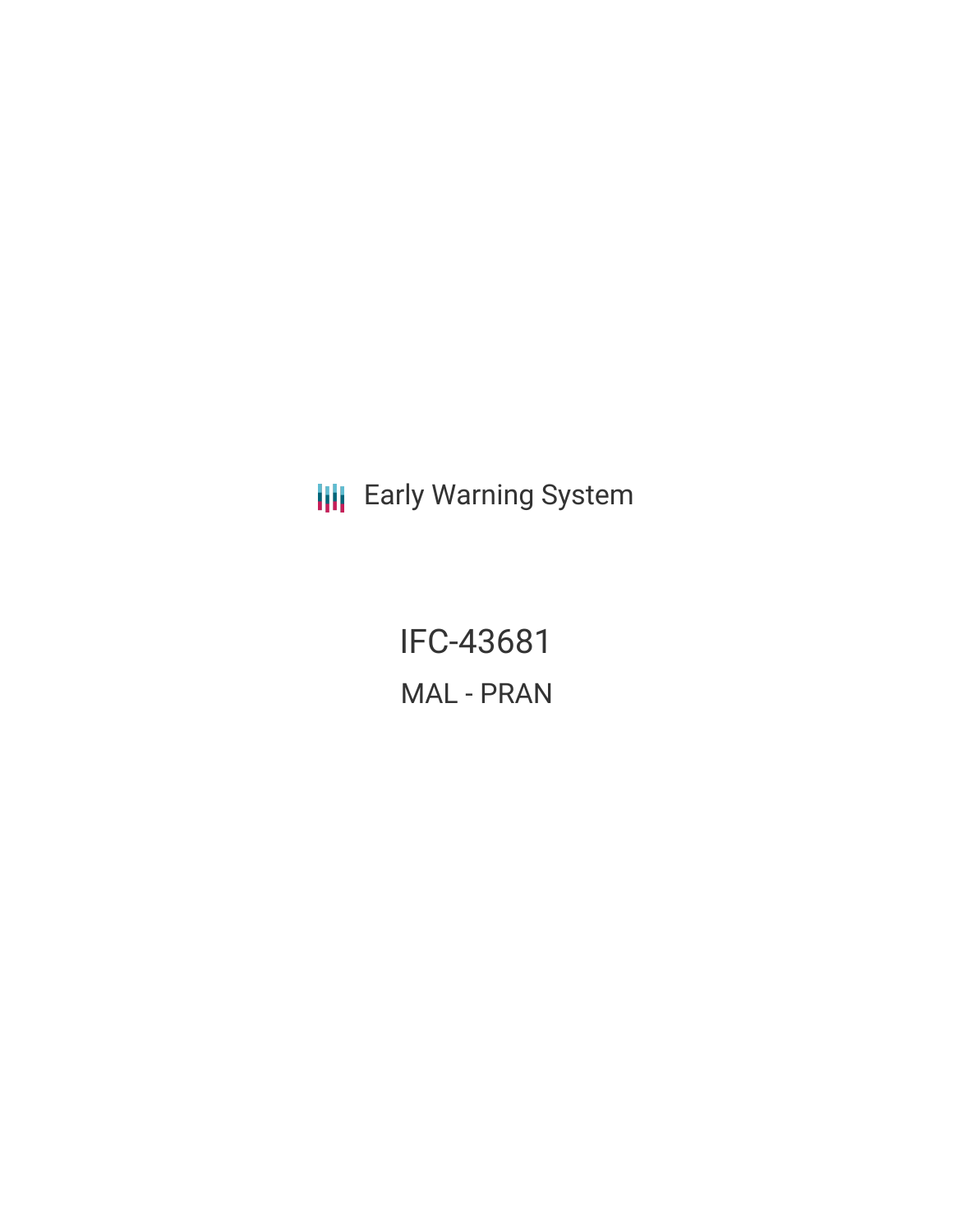Early Warning System

# IFC-43681

## MAL - PRAN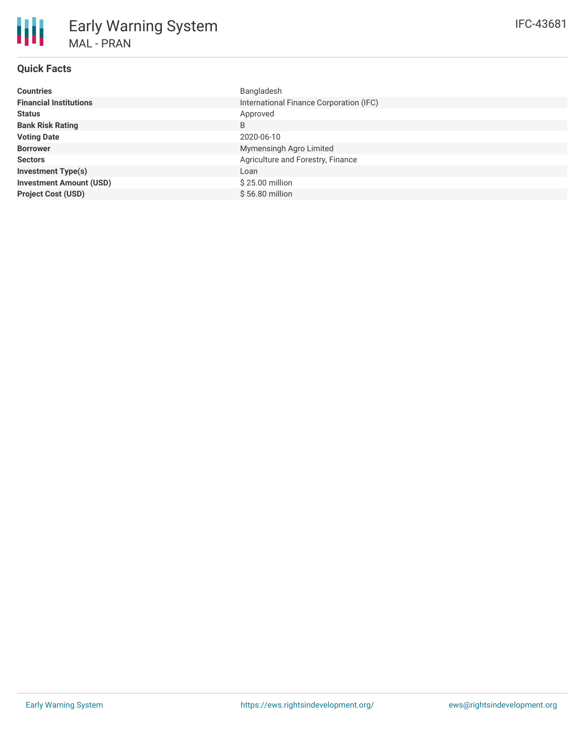# Early Warning System

## MAL - PRAN

IFC-43681

### Quick Facts

| | |
|---|---|
| **Countries** | Bangladesh |
| **Financial Institutions** | International Finance Corporation (IFC) |
| **Status** | Approved |
| **Bank Risk Rating** | B |
| **Voting Date** | 2020-06-10 |
| **Borrower** | Mymensingh Agro Limited |
| **Sectors** | Agriculture and Forestry, Finance |
| **Investment Type(s)** | Loan |
| **Investment Amount (USD)** | $ 25.00 million |
| **Project Cost (USD)** | $ 56.80 million |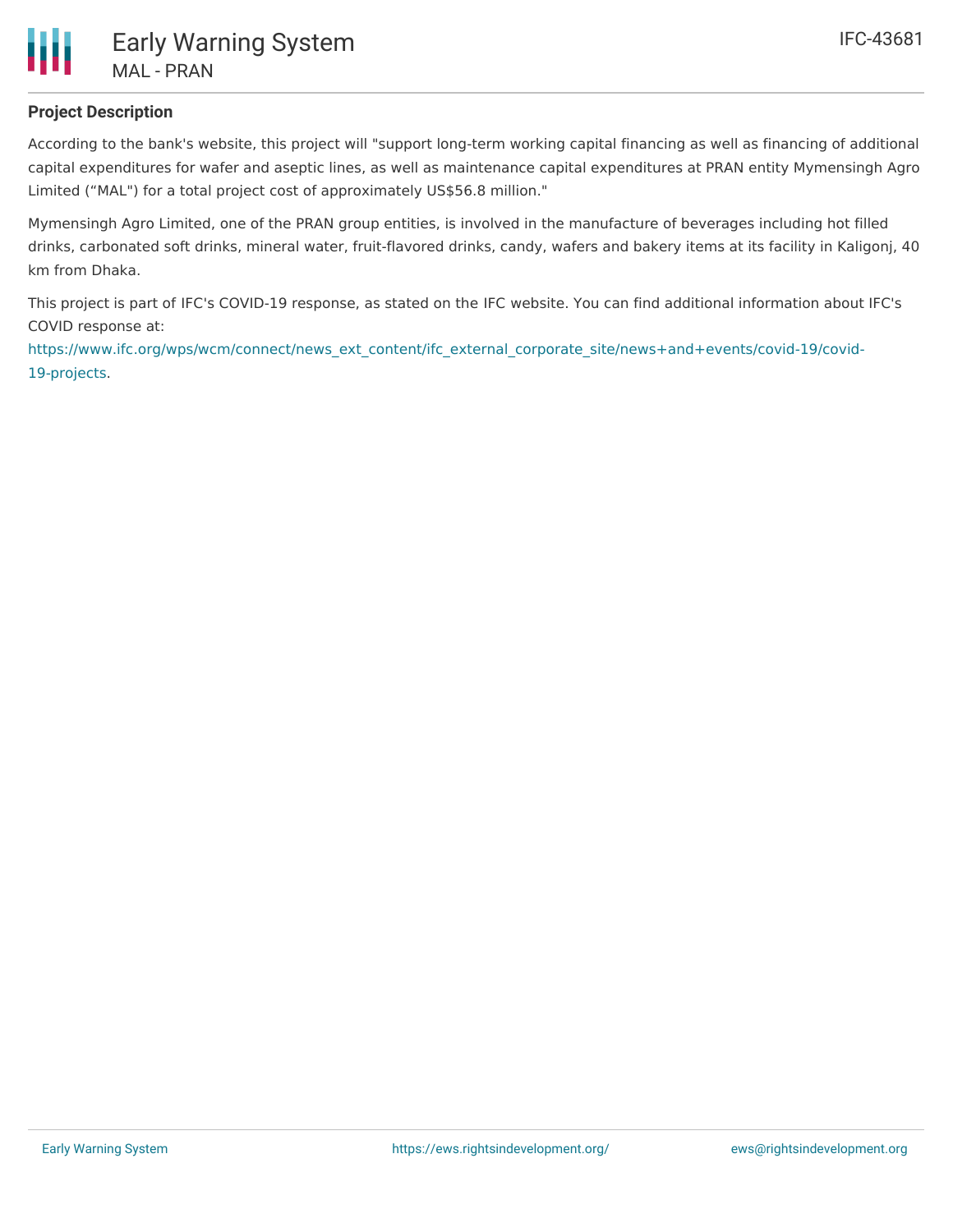### Project Description

According to the bank's website, this project will "support long-term working capital financing as well as financing of additional capital expenditures for wafer and aseptic lines, as well as maintenance capital expenditures at PRAN entity Mymensingh Agro Limited ("MAL") for a total project cost of approximately US$56.8 million."

Mymensingh Agro Limited, one of the PRAN group entities, is involved in the manufacture of beverages including hot filled drinks, carbonated soft drinks, mineral water, fruit-flavored drinks, candy, wafers and bakery items at its facility in Kaligonj, 40 km from Dhaka.

This project is part of IFC's COVID-19 response, as stated on the IFC website. You can find additional information about IFC's COVID response at:
https://www.ifc.org/wps/wcm/connect/news_ext_content/ifc_external_corporate_site/news+and+events/covid-19/covid-19-projects.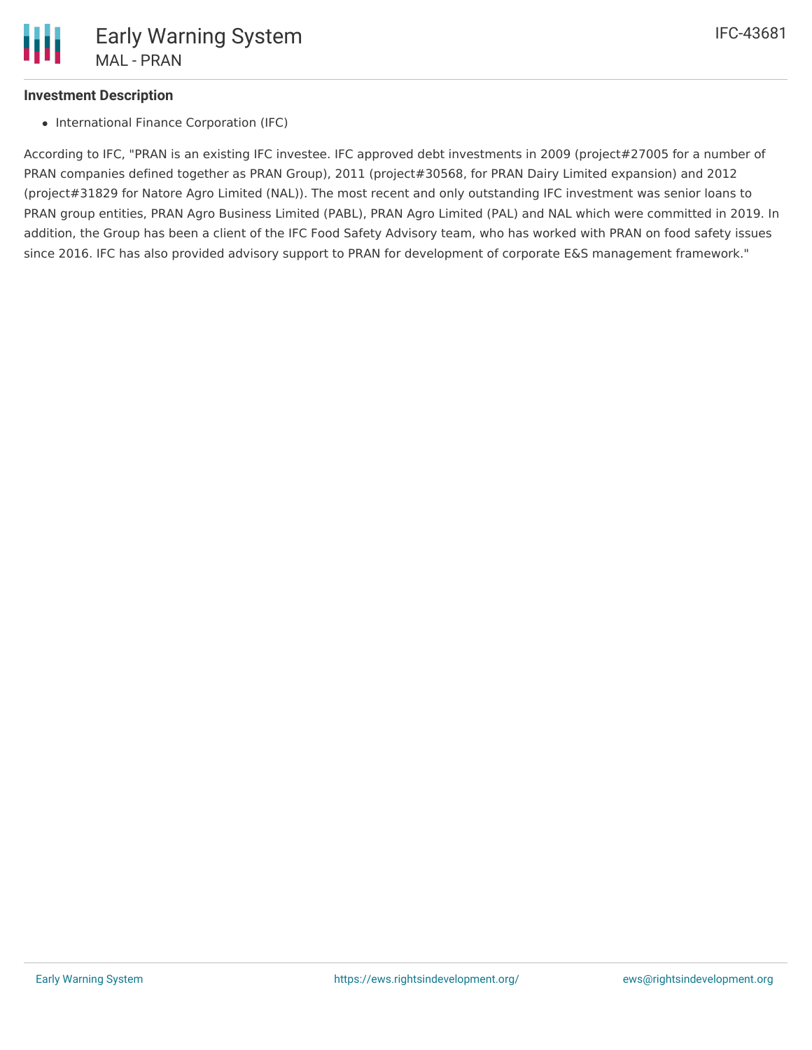### Investment Description

- International Finance Corporation (IFC)

According to IFC, "PRAN is an existing IFC investee. IFC approved debt investments in 2009 (project#27005 for a number of PRAN companies defined together as PRAN Group), 2011 (project#30568, for PRAN Dairy Limited expansion) and 2012 (project#31829 for Natore Agro Limited (NAL)). The most recent and only outstanding IFC investment was senior loans to PRAN group entities, PRAN Agro Business Limited (PABL), PRAN Agro Limited (PAL) and NAL which were committed in 2019. In addition, the Group has been a client of the IFC Food Safety Advisory team, who has worked with PRAN on food safety issues since 2016. IFC has also provided advisory support to PRAN for development of corporate E&S management framework."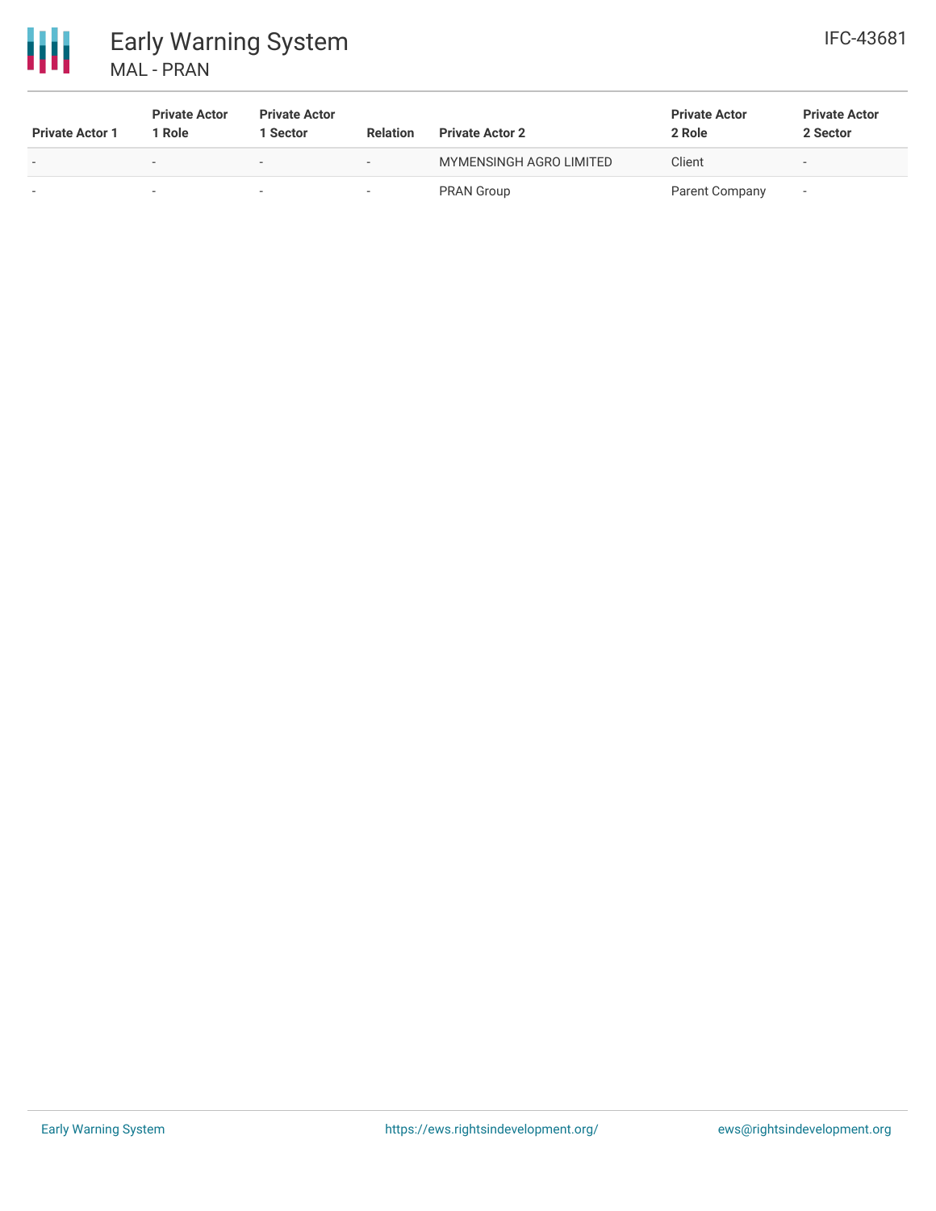| Private Actor 1 | Private Actor 1 Role | Private Actor 1 Sector | Relation | Private Actor 2 | Private Actor 2 Role | Private Actor 2 Sector |
|---|---|---|---|---|---|---|
| - | - | - | - | MYMENSINGH AGRO LIMITED | Client | - |
| - | - | - | - | PRAN Group | Parent Company | - |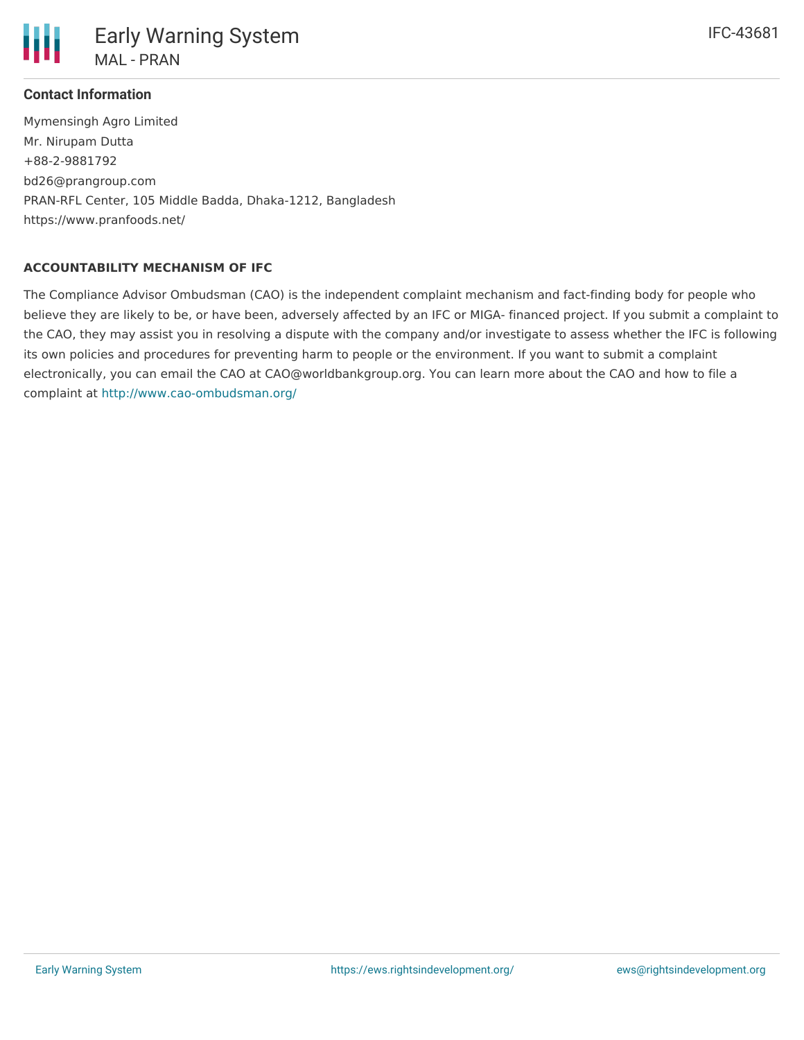**Contact Information**

Mymensingh Agro Limited
Mr. Nirupam Dutta
+88-2-9881792
bd26@prangroup.com
PRAN-RFL Center, 105 Middle Badda, Dhaka-1212, Bangladesh
https://www.pranfoods.net/

**ACCOUNTABILITY MECHANISM OF IFC**

The Compliance Advisor Ombudsman (CAO) is the independent complaint mechanism and fact-finding body for people who believe they are likely to be, or have been, adversely affected by an IFC or MIGA- financed project. If you submit a complaint to the CAO, they may assist you in resolving a dispute with the company and/or investigate to assess whether the IFC is following its own policies and procedures for preventing harm to people or the environment. If you want to submit a complaint electronically, you can email the CAO at CAO@worldbankgroup.org. You can learn more about the CAO and how to file a complaint at http://www.cao-ombudsman.org/